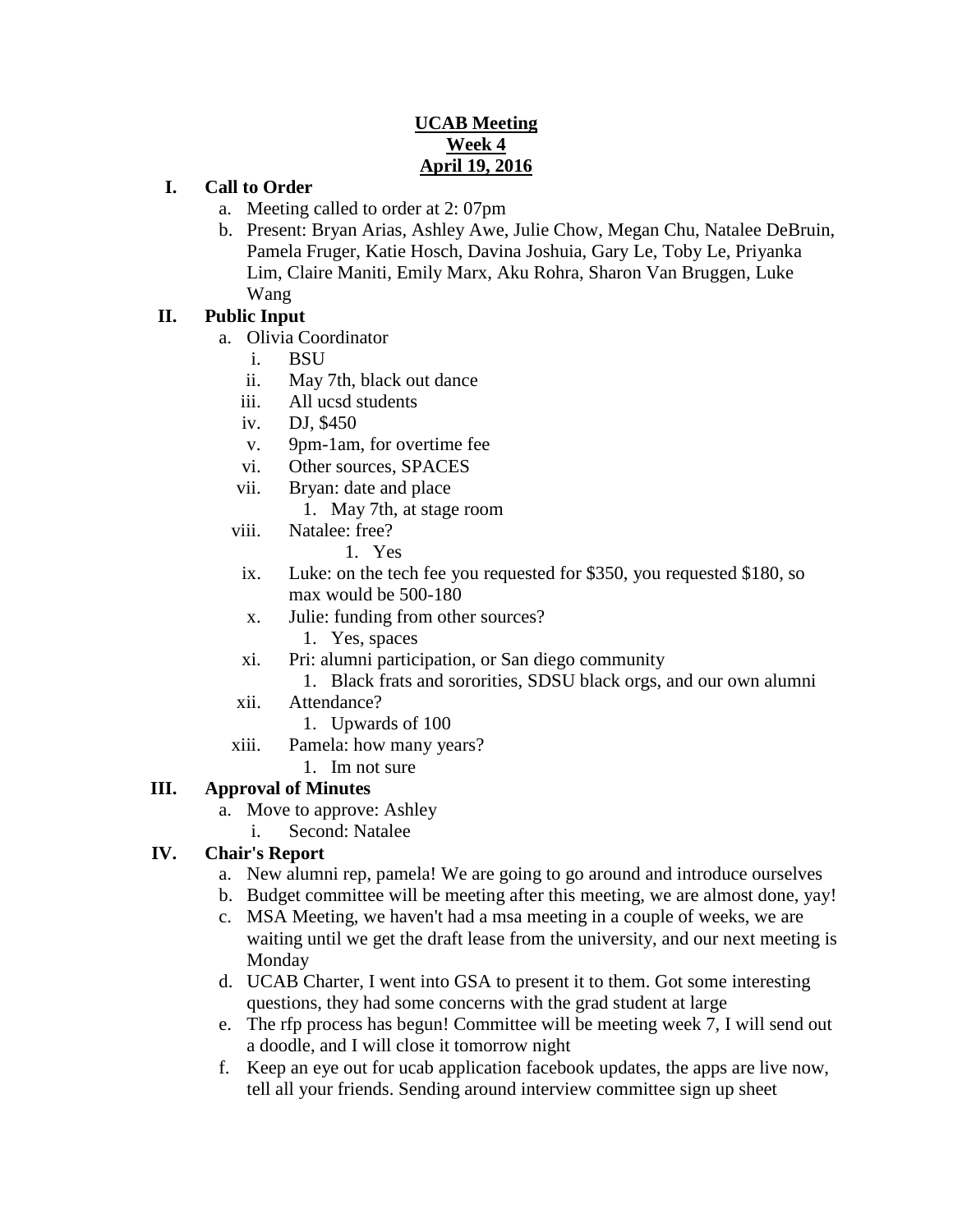**UCAB Meeting**
**Week 4**
**April 19, 2016**

I. **Call to Order**
   a. Meeting called to order at 2: 07pm
   b. Present: Bryan Arias, Ashley Awe, Julie Chow, Megan Chu, Natalee DeBruin, Pamela Fruger, Katie Hosch, Davina Joshuia, Gary Le, Toby Le, Priyanka Lim, Claire Maniti, Emily Marx, Aku Rohra, Sharon Van Bruggen, Luke Wang

II. **Public Input**
   a. Olivia Coordinator
      i. BSU
      ii. May 7th, black out dance
      iii. All ucsd students
      iv. DJ, $450
      v. 9pm-1am, for overtime fee
      vi. Other sources, SPACES
      vii. Bryan: date and place
         1. May 7th, at stage room
      viii. Natalee: free?
         1. Yes
      ix. Luke: on the tech fee you requested for $350, you requested $180, so max would be 500-180
      x. Julie: funding from other sources?
         1. Yes, spaces
      xi. Pri: alumni participation, or San diego community
         1. Black frats and sororities, SDSU black orgs, and our own alumni
      xii. Attendance?
         1. Upwards of 100
      xiii. Pamela: how many years?
         1. Im not sure

III. **Approval of Minutes**
   a. Move to approve: Ashley
      i. Second: Natalee

IV. **Chair's Report**
   a. New alumni rep, pamela! We are going to go around and introduce ourselves
   b. Budget committee will be meeting after this meeting, we are almost done, yay!
   c. MSA Meeting, we haven't had a msa meeting in a couple of weeks, we are waiting until we get the draft lease from the university, and our next meeting is Monday
   d. UCAB Charter, I went into GSA to present it to them. Got some interesting questions, they had some concerns with the grad student at large
   e. The rfp process has begun! Committee will be meeting week 7, I will send out a doodle, and I will close it tomorrow night
   f. Keep an eye out for ucab application facebook updates, the apps are live now, tell all your friends. Sending around interview committee sign up sheet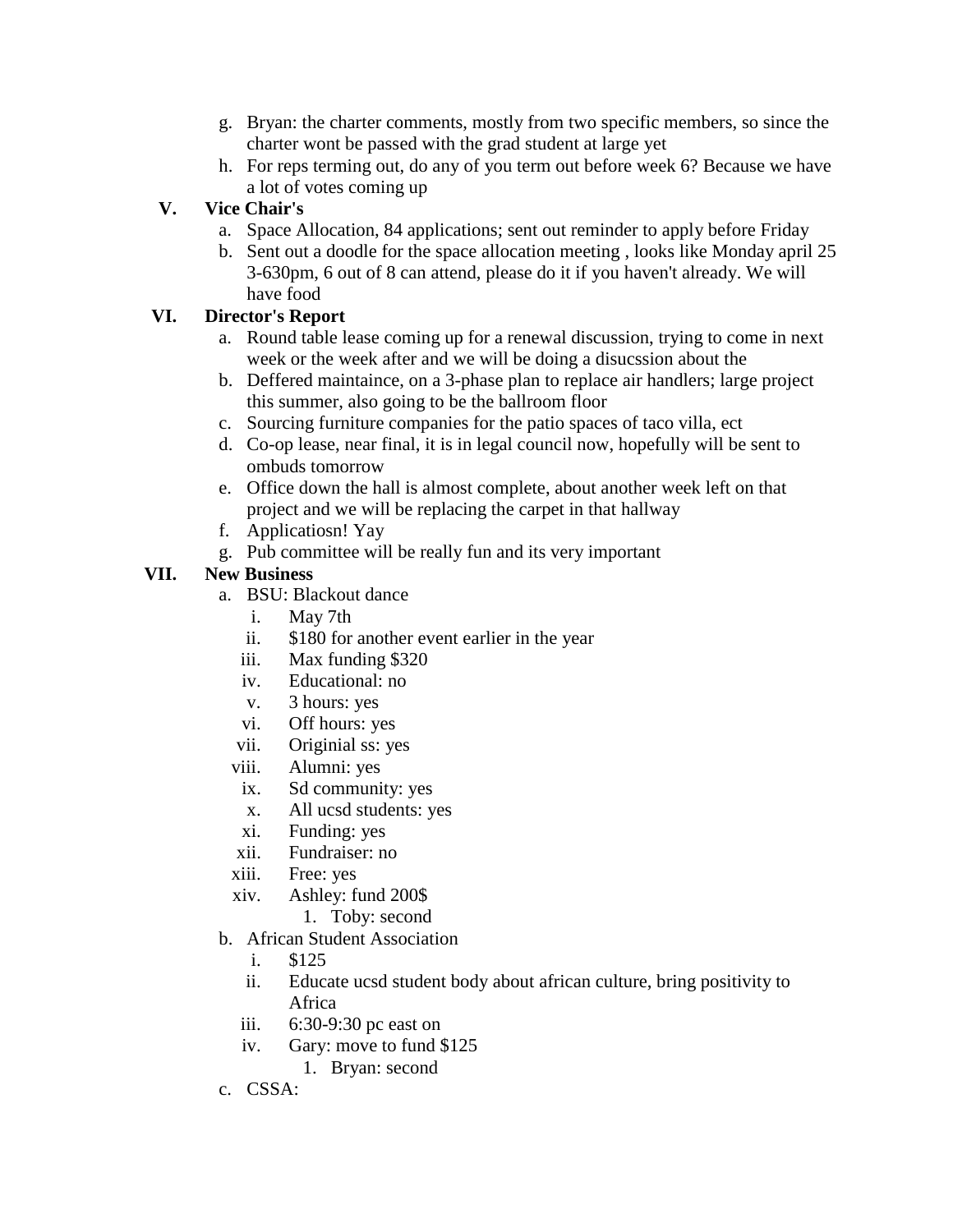g. Bryan: the charter comments, mostly from two specific members, so since the charter wont be passed with the grad student at large yet
h. For reps terming out, do any of you term out before week 6? Because we have a lot of votes coming up

## V. Vice Chair's

a. Space Allocation, 84 applications; sent out reminder to apply before Friday
b. Sent out a doodle for the space allocation meeting , looks like Monday april 25 3-630pm, 6 out of 8 can attend, please do it if you haven't already. We will have food

## VI. Director's Report

a. Round table lease coming up for a renewal discussion, trying to come in next week or the week after and we will be doing a disucssion about the
b. Deffered maintaince, on a 3-phase plan to replace air handlers; large project this summer, also going to be the ballroom floor
c. Sourcing furniture companies for the patio spaces of taco villa, ect
d. Co-op lease, near final, it is in legal council now, hopefully will be sent to ombuds tomorrow
e. Office down the hall is almost complete, about another week left on that project and we will be replacing the carpet in that hallway
f. Applicatiosn! Yay
g. Pub committee will be really fun and its very important

## VII. New Business

a. BSU: Blackout dance
   i. May 7th
   ii. $180 for another event earlier in the year
   iii. Max funding $320
   iv. Educational: no
   v. 3 hours: yes
   vi. Off hours: yes
   vii. Originial ss: yes
   viii. Alumni: yes
   ix. Sd community: yes
   x. All ucsd students: yes
   xi. Funding: yes
   xii. Fundraiser: no
   xiii. Free: yes
   xiv. Ashley: fund 200$
      1. Toby: second
b. African Student Association
   i. $125
   ii. Educate ucsd student body about african culture, bring positivity to Africa
   iii. 6:30-9:30 pc east on
   iv. Gary: move to fund $125
      1. Bryan: second
c. CSSA: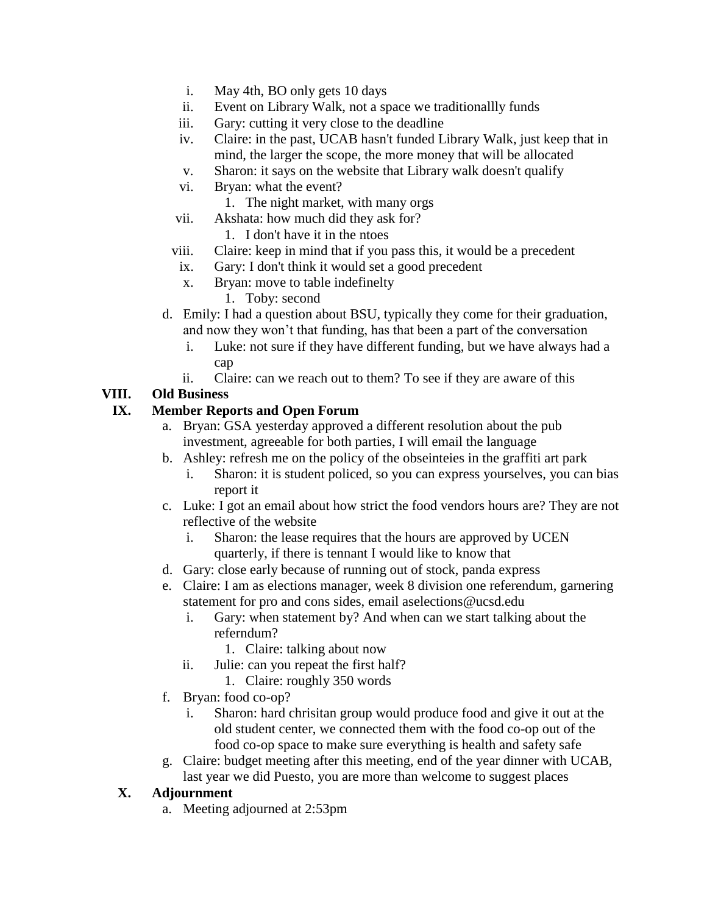i. May 4th, BO only gets 10 days
   ii. Event on Library Walk, not a space we traditionallly funds
   iii. Gary: cutting it very close to the deadline
   iv. Claire: in the past, UCAB hasn't funded Library Walk, just keep that in mind, the larger the scope, the more money that will be allocated
   v. Sharon: it says on the website that Library walk doesn't qualify
   vi. Bryan: what the event?
      1. The night market, with many orgs
   vii. Akshata: how much did they ask for?
      1. I don't have it in the ntoes
   viii. Claire: keep in mind that if you pass this, it would be a precedent
   ix. Gary: I don't think it would set a good precedent
   x. Bryan: move to table indefinelty
      1. Toby: second

d. Emily: I had a question about BSU, typically they come for their graduation, and now they won't that funding, has that been a part of the conversation
   i. Luke: not sure if they have different funding, but we have always had a cap
   ii. Claire: can we reach out to them? To see if they are aware of this

## VIII. Old Business

## IX. Member Reports and Open Forum

a. Bryan: GSA yesterday approved a different resolution about the pub investment, agreeable for both parties, I will email the language

b. Ashley: refresh me on the policy of the obseinteies in the graffiti art park
   i. Sharon: it is student policed, so you can express yourselves, you can bias report it

c. Luke: I got an email about how strict the food vendors hours are? They are not reflective of the website
   i. Sharon: the lease requires that the hours are approved by UCEN quarterly, if there is tennant I would like to know that

d. Gary: close early because of running out of stock, panda express

e. Claire: I am as elections manager, week 8 division one referendum, garnering statement for pro and cons sides, email aselections@ucsd.edu
   i. Gary: when statement by? And when can we start talking about the referndum?
      1. Claire: talking about now
   ii. Julie: can you repeat the first half?
      1. Claire: roughly 350 words

f. Bryan: food co-op?
   i. Sharon: hard chrisitan group would produce food and give it out at the old student center, we connected them with the food co-op out of the food co-op space to make sure everything is health and safety safe

g. Claire: budget meeting after this meeting, end of the year dinner with UCAB, last year we did Puesto, you are more than welcome to suggest places

## X. Adjournment

a. Meeting adjourned at 2:53pm